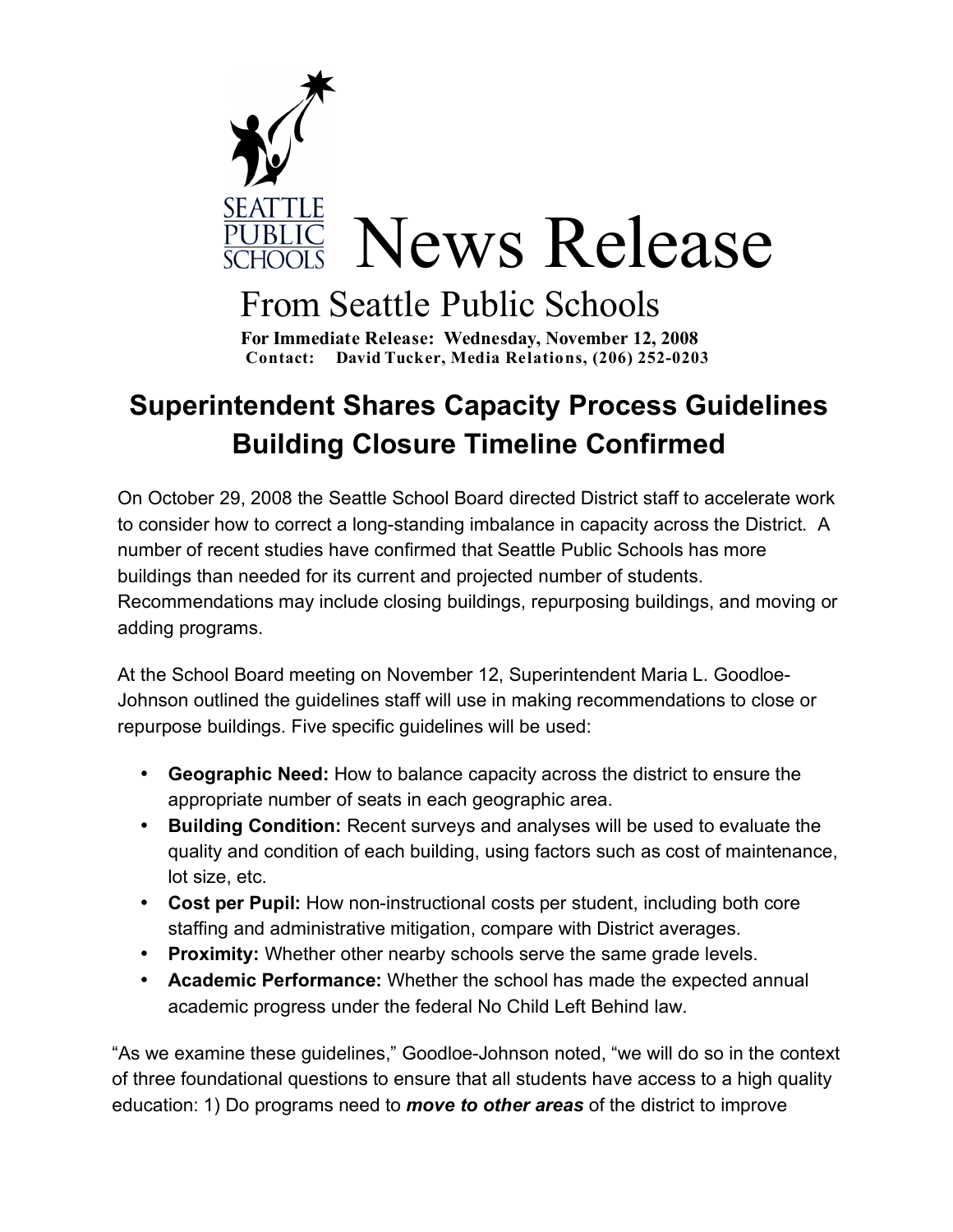# News Release

## From Seattle Public Schools

**For Immediate Release: Wednesday, November 12, 2008**
**Contact: David Tucker, Media Relations, (206) 252-0203**

## Superintendent Shares Capacity Process Guidelines Building Closure Timeline Confirmed

On October 29, 2008 the Seattle School Board directed District staff to accelerate work to consider how to correct a long-standing imbalance in capacity across the District. A number of recent studies have confirmed that Seattle Public Schools has more buildings than needed for its current and projected number of students. Recommendations may include closing buildings, repurposing buildings, and moving or adding programs.

At the School Board meeting on November 12, Superintendent Maria L. Goodloe-Johnson outlined the guidelines staff will use in making recommendations to close or repurpose buildings. Five specific guidelines will be used:

- **Geographic Need:** How to balance capacity across the district to ensure the appropriate number of seats in each geographic area.
- **Building Condition:** Recent surveys and analyses will be used to evaluate the quality and condition of each building, using factors such as cost of maintenance, lot size, etc.
- **Cost per Pupil:** How non-instructional costs per student, including both core staffing and administrative mitigation, compare with District averages.
- **Proximity:** Whether other nearby schools serve the same grade levels.
- **Academic Performance:** Whether the school has made the expected annual academic progress under the federal No Child Left Behind law.

"As we examine these guidelines," Goodloe-Johnson noted, "we will do so in the context of three foundational questions to ensure that all students have access to a high quality education: 1) Do programs need to ***move to other areas*** of the district to improve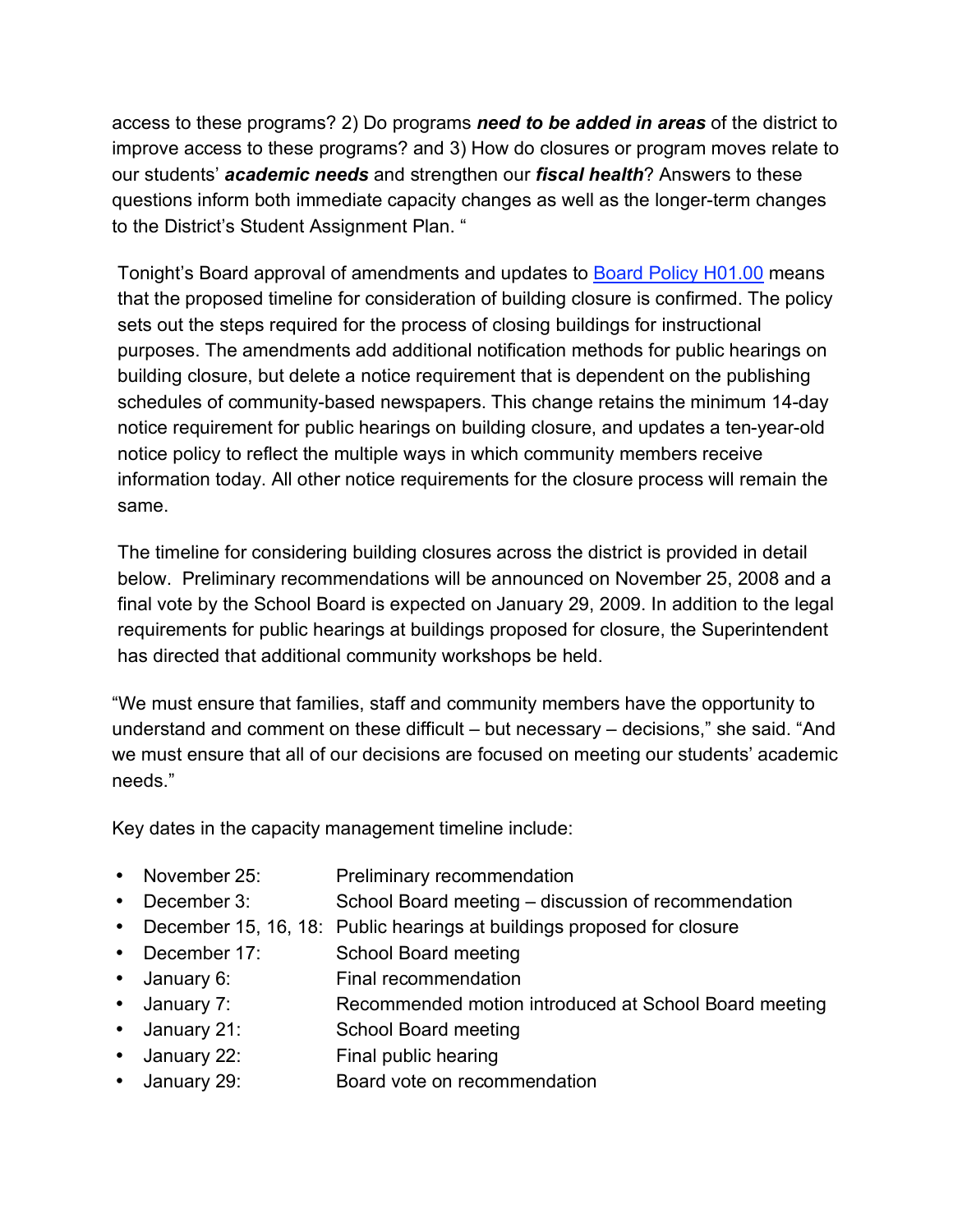access to these programs? 2) Do programs ***need to be added in areas*** of the district to improve access to these programs? and 3) How do closures or program moves relate to our students' ***academic needs*** and strengthen our ***fiscal health***? Answers to these questions inform both immediate capacity changes as well as the longer-term changes to the District's Student Assignment Plan. "

Tonight's Board approval of amendments and updates to [Board Policy H01.00]() means that the proposed timeline for consideration of building closure is confirmed. The policy sets out the steps required for the process of closing buildings for instructional purposes. The amendments add additional notification methods for public hearings on building closure, but delete a notice requirement that is dependent on the publishing schedules of community-based newspapers. This change retains the minimum 14-day notice requirement for public hearings on building closure, and updates a ten-year-old notice policy to reflect the multiple ways in which community members receive information today. All other notice requirements for the closure process will remain the same.

The timeline for considering building closures across the district is provided in detail below. Preliminary recommendations will be announced on November 25, 2008 and a final vote by the School Board is expected on January 29, 2009. In addition to the legal requirements for public hearings at buildings proposed for closure, the Superintendent has directed that additional community workshops be held.

"We must ensure that families, staff and community members have the opportunity to understand and comment on these difficult – but necessary – decisions," she said. "And we must ensure that all of our decisions are focused on meeting our students' academic needs."

Key dates in the capacity management timeline include:

- November 25: Preliminary recommendation
- December 3: School Board meeting – discussion of recommendation
- December 15, 16, 18: Public hearings at buildings proposed for closure
- December 17: School Board meeting
- January 6: Final recommendation
- January 7: Recommended motion introduced at School Board meeting
- January 21: School Board meeting
- January 22: Final public hearing
- January 29: Board vote on recommendation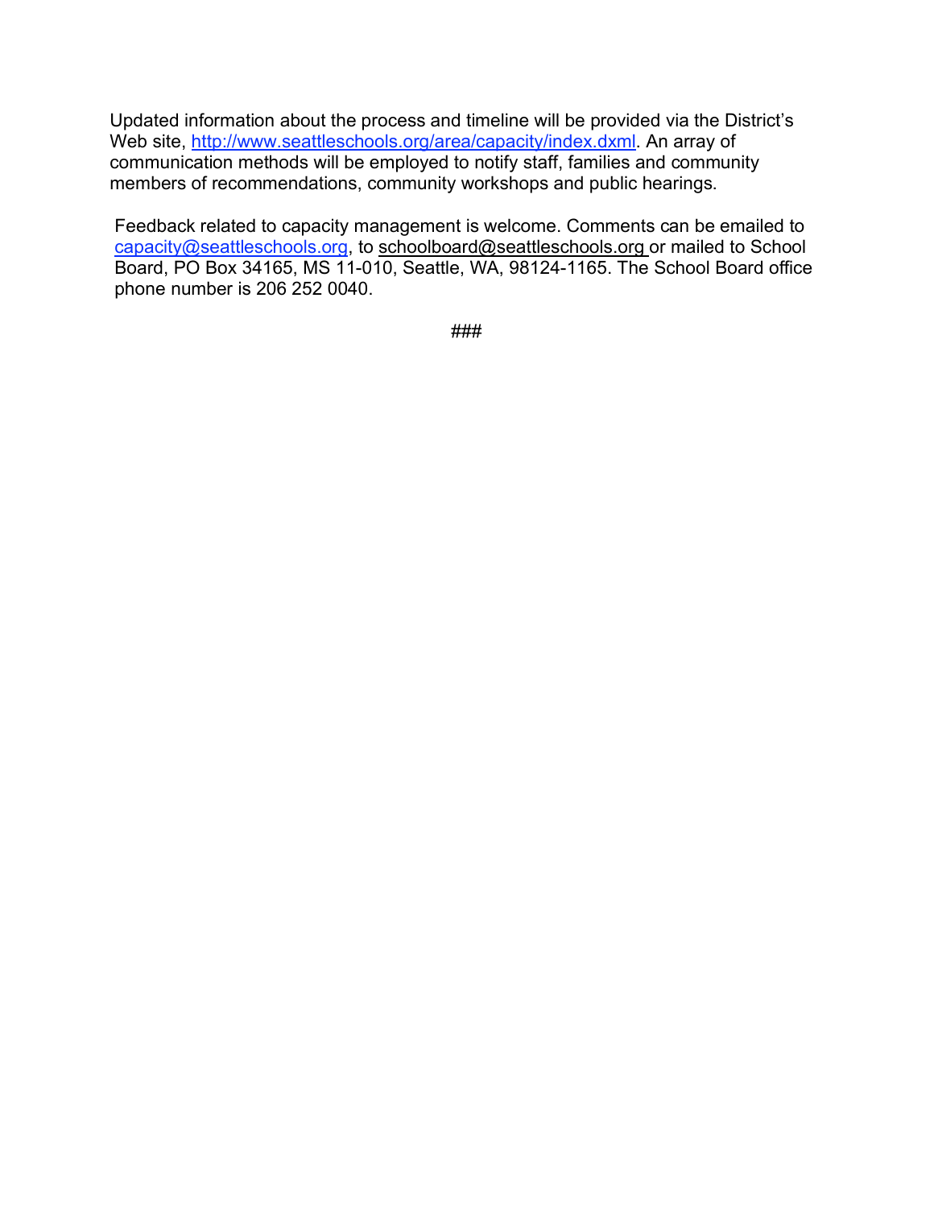Updated information about the process and timeline will be provided via the District's Web site, http://www.seattleschools.org/area/capacity/index.dxml. An array of communication methods will be employed to notify staff, families and community members of recommendations, community workshops and public hearings.

Feedback related to capacity management is welcome. Comments can be emailed to capacity@seattleschools.org, to schoolboard@seattleschools.org or mailed to School Board, PO Box 34165, MS 11-010, Seattle, WA, 98124-1165. The School Board office phone number is 206 252 0040.

###